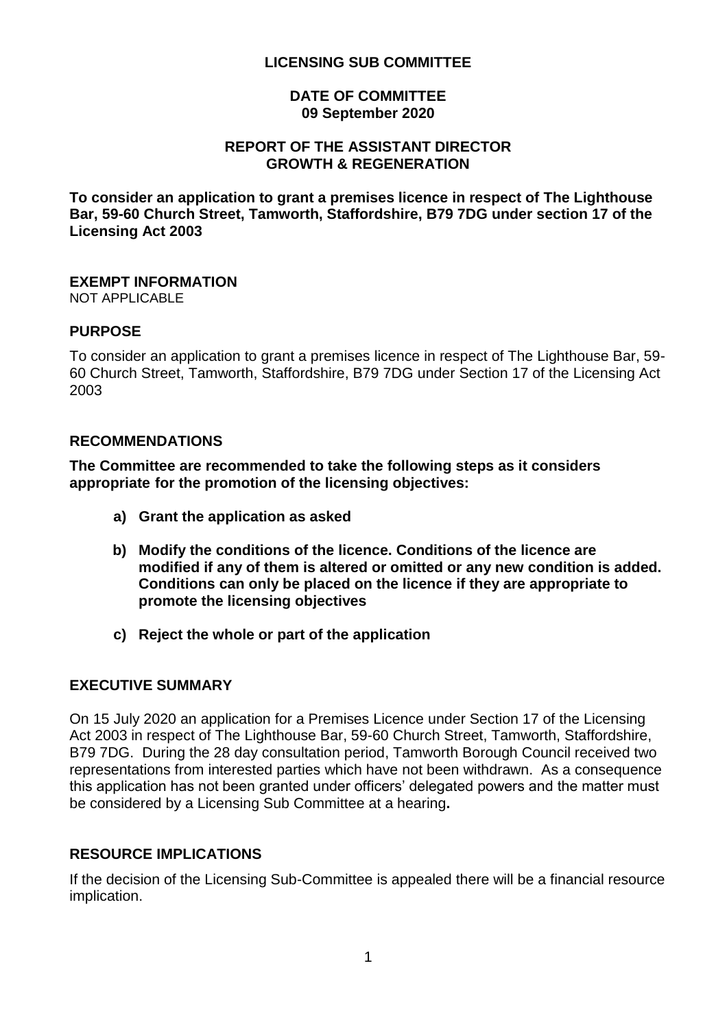**LICENSING SUB COMMITTEE**

**DATE OF COMMITTEE**
**09 September 2020**

**REPORT OF THE ASSISTANT DIRECTOR**
**GROWTH & REGENERATION**

**To consider an application to grant a premises licence in respect of The Lighthouse Bar, 59-60 Church Street, Tamworth, Staffordshire, B79 7DG under section 17 of the Licensing Act 2003**

## EXEMPT INFORMATION

NOT APPLICABLE

## PURPOSE

To consider an application to grant a premises licence in respect of The Lighthouse Bar, 59-60 Church Street, Tamworth, Staffordshire, B79 7DG under Section 17 of the Licensing Act 2003

## RECOMMENDATIONS

**The Committee are recommended to take the following steps as it considers appropriate for the promotion of the licensing objectives:**

- **a) Grant the application as asked**
- **b) Modify the conditions of the licence. Conditions of the licence are modified if any of them is altered or omitted or any new condition is added. Conditions can only be placed on the licence if they are appropriate to promote the licensing objectives**
- **c) Reject the whole or part of the application**

## EXECUTIVE SUMMARY

On 15 July 2020 an application for a Premises Licence under Section 17 of the Licensing Act 2003 in respect of The Lighthouse Bar, 59-60 Church Street, Tamworth, Staffordshire, B79 7DG. During the 28 day consultation period, Tamworth Borough Council received two representations from interested parties which have not been withdrawn. As a consequence this application has not been granted under officers' delegated powers and the matter must be considered by a Licensing Sub Committee at a hearing**.**

## RESOURCE IMPLICATIONS

If the decision of the Licensing Sub-Committee is appealed there will be a financial resource implication.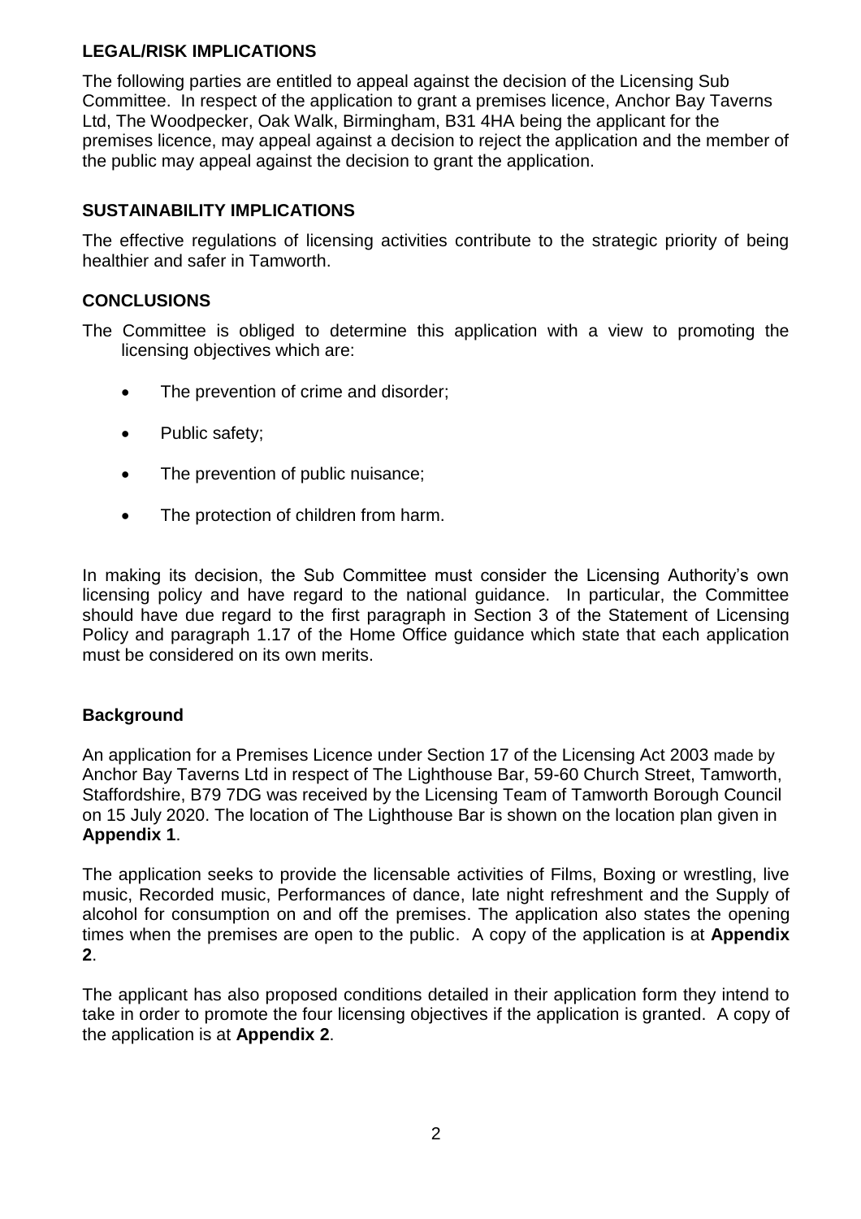## LEGAL/RISK IMPLICATIONS

The following parties are entitled to appeal against the decision of the Licensing Sub Committee. In respect of the application to grant a premises licence, Anchor Bay Taverns Ltd, The Woodpecker, Oak Walk, Birmingham, B31 4HA being the applicant for the premises licence, may appeal against a decision to reject the application and the member of the public may appeal against the decision to grant the application.

## SUSTAINABILITY IMPLICATIONS

The effective regulations of licensing activities contribute to the strategic priority of being healthier and safer in Tamworth.

## CONCLUSIONS

The Committee is obliged to determine this application with a view to promoting the licensing objectives which are:

- The prevention of crime and disorder;
- Public safety;
- The prevention of public nuisance;
- The protection of children from harm.

In making its decision, the Sub Committee must consider the Licensing Authority's own licensing policy and have regard to the national guidance. In particular, the Committee should have due regard to the first paragraph in Section 3 of the Statement of Licensing Policy and paragraph 1.17 of the Home Office guidance which state that each application must be considered on its own merits.

## Background

An application for a Premises Licence under Section 17 of the Licensing Act 2003 made by Anchor Bay Taverns Ltd in respect of The Lighthouse Bar, 59-60 Church Street, Tamworth, Staffordshire, B79 7DG was received by the Licensing Team of Tamworth Borough Council on 15 July 2020. The location of The Lighthouse Bar is shown on the location plan given in **Appendix 1**.

The application seeks to provide the licensable activities of Films, Boxing or wrestling, live music, Recorded music, Performances of dance, late night refreshment and the Supply of alcohol for consumption on and off the premises. The application also states the opening times when the premises are open to the public. A copy of the application is at **Appendix 2**.

The applicant has also proposed conditions detailed in their application form they intend to take in order to promote the four licensing objectives if the application is granted. A copy of the application is at **Appendix 2**.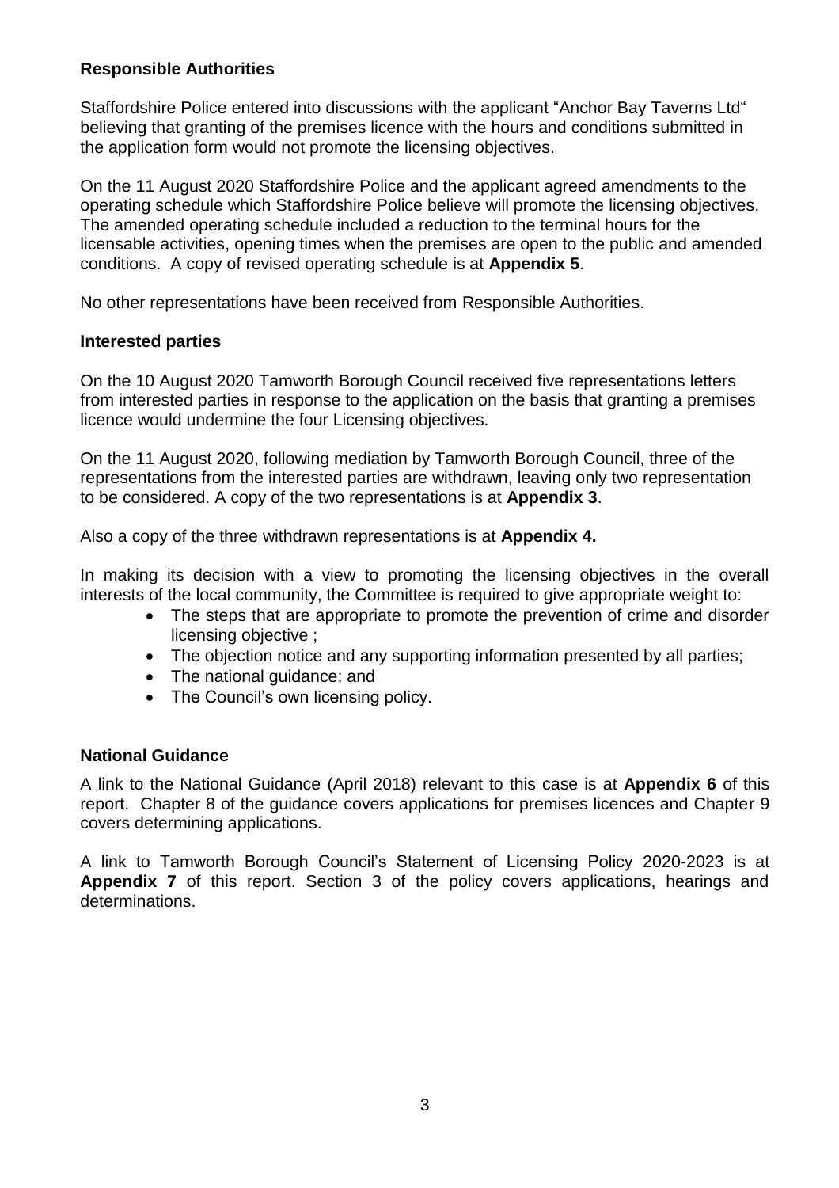**Responsible Authorities**

Staffordshire Police entered into discussions with the applicant "Anchor Bay Taverns Ltd" believing that granting of the premises licence with the hours and conditions submitted in the application form would not promote the licensing objectives.

On the 11 August 2020 Staffordshire Police and the applicant agreed amendments to the operating schedule which Staffordshire Police believe will promote the licensing objectives. The amended operating schedule included a reduction to the terminal hours for the licensable activities, opening times when the premises are open to the public and amended conditions. A copy of revised operating schedule is at **Appendix 5**.

No other representations have been received from Responsible Authorities.

**Interested parties**

On the 10 August 2020 Tamworth Borough Council received five representations letters from interested parties in response to the application on the basis that granting a premises licence would undermine the four Licensing objectives.

On the 11 August 2020, following mediation by Tamworth Borough Council, three of the representations from the interested parties are withdrawn, leaving only two representation to be considered. A copy of the two representations is at **Appendix 3**.

Also a copy of the three withdrawn representations is at **Appendix 4.**

In making its decision with a view to promoting the licensing objectives in the overall interests of the local community, the Committee is required to give appropriate weight to:

- The steps that are appropriate to promote the prevention of crime and disorder licensing objective ;
- The objection notice and any supporting information presented by all parties;
- The national guidance; and
- The Council's own licensing policy.

**National Guidance**

A link to the National Guidance (April 2018) relevant to this case is at **Appendix 6** of this report. Chapter 8 of the guidance covers applications for premises licences and Chapter 9 covers determining applications.

A link to Tamworth Borough Council's Statement of Licensing Policy 2020-2023 is at **Appendix 7** of this report. Section 3 of the policy covers applications, hearings and determinations.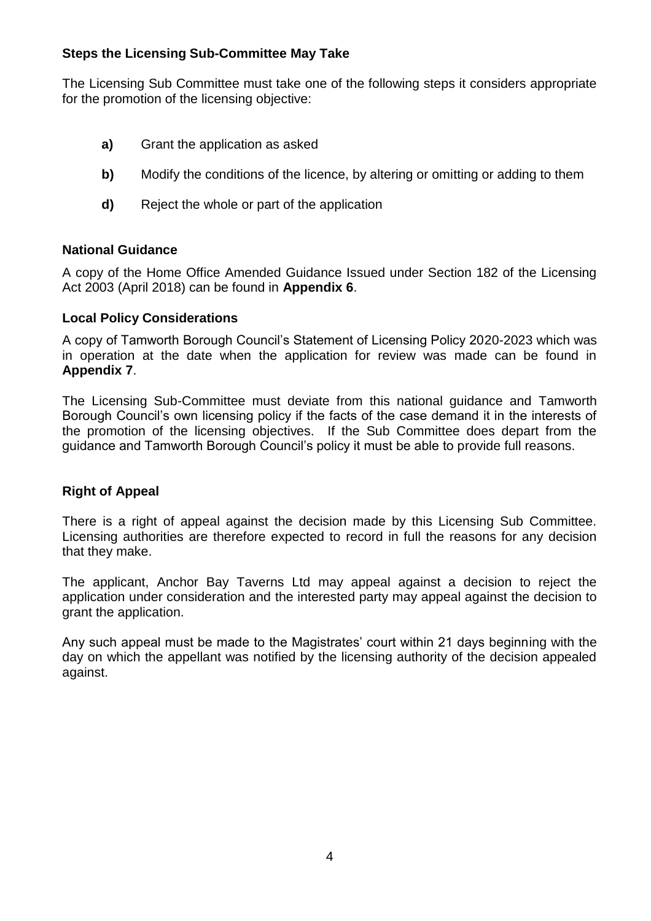**Steps the Licensing Sub-Committee May Take**

The Licensing Sub Committee must take one of the following steps it considers appropriate for the promotion of the licensing objective:

- **a)** Grant the application as asked
- **b)** Modify the conditions of the licence, by altering or omitting or adding to them
- **d)** Reject the whole or part of the application

**National Guidance**

A copy of the Home Office Amended Guidance Issued under Section 182 of the Licensing Act 2003 (April 2018) can be found in **Appendix 6**.

**Local Policy Considerations**

A copy of Tamworth Borough Council's Statement of Licensing Policy 2020-2023 which was in operation at the date when the application for review was made can be found in **Appendix 7**.

The Licensing Sub-Committee must deviate from this national guidance and Tamworth Borough Council's own licensing policy if the facts of the case demand it in the interests of the promotion of the licensing objectives. If the Sub Committee does depart from the guidance and Tamworth Borough Council's policy it must be able to provide full reasons.

**Right of Appeal**

There is a right of appeal against the decision made by this Licensing Sub Committee. Licensing authorities are therefore expected to record in full the reasons for any decision that they make.

The applicant, Anchor Bay Taverns Ltd may appeal against a decision to reject the application under consideration and the interested party may appeal against the decision to grant the application.

Any such appeal must be made to the Magistrates' court within 21 days beginning with the day on which the appellant was notified by the licensing authority of the decision appealed against.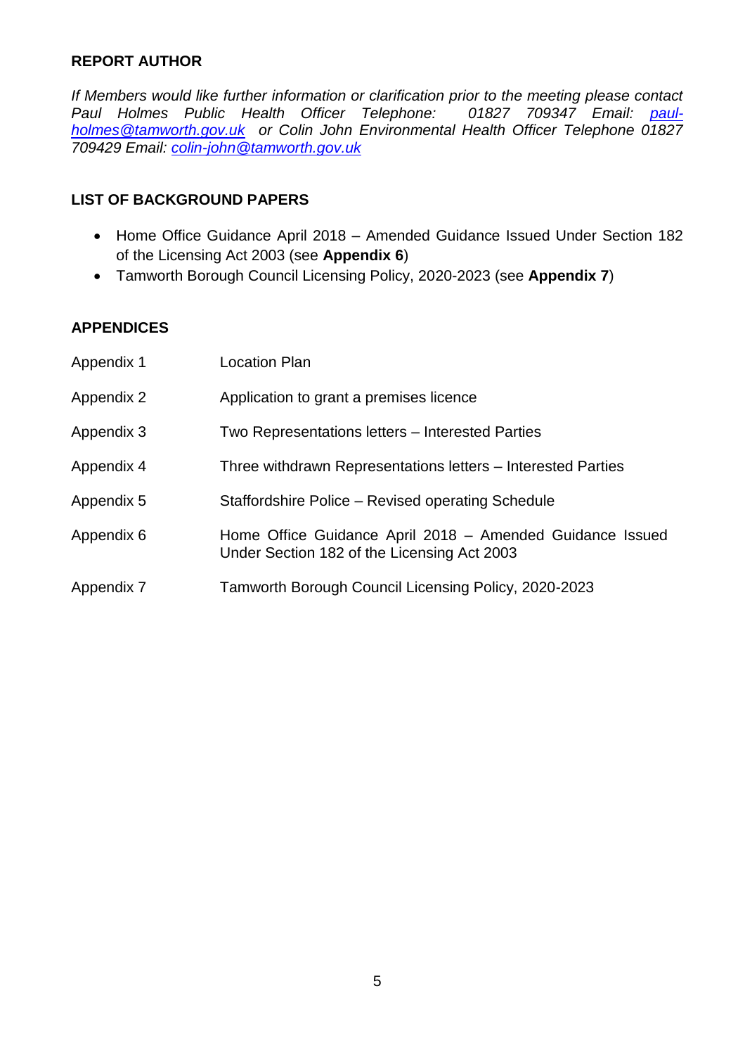**REPORT AUTHOR**

*If Members would like further information or clarification prior to the meeting please contact Paul Holmes Public Health Officer Telephone: 01827 709347 Email: paul-holmes@tamworth.gov.uk or Colin John Environmental Health Officer Telephone 01827 709429 Email: colin-john@tamworth.gov.uk*

**LIST OF BACKGROUND PAPERS**

- Home Office Guidance April 2018 – Amended Guidance Issued Under Section 182 of the Licensing Act 2003 (see **Appendix 6**)
- Tamworth Borough Council Licensing Policy, 2020-2023 (see **Appendix 7**)

**APPENDICES**

| | |
|---|---|
| Appendix 1 | Location Plan |
| Appendix 2 | Application to grant a premises licence |
| Appendix 3 | Two Representations letters – Interested Parties |
| Appendix 4 | Three withdrawn Representations letters – Interested Parties |
| Appendix 5 | Staffordshire Police – Revised operating Schedule |
| Appendix 6 | Home Office Guidance April 2018 – Amended Guidance Issued Under Section 182 of the Licensing Act 2003 |
| Appendix 7 | Tamworth Borough Council Licensing Policy, 2020-2023 |